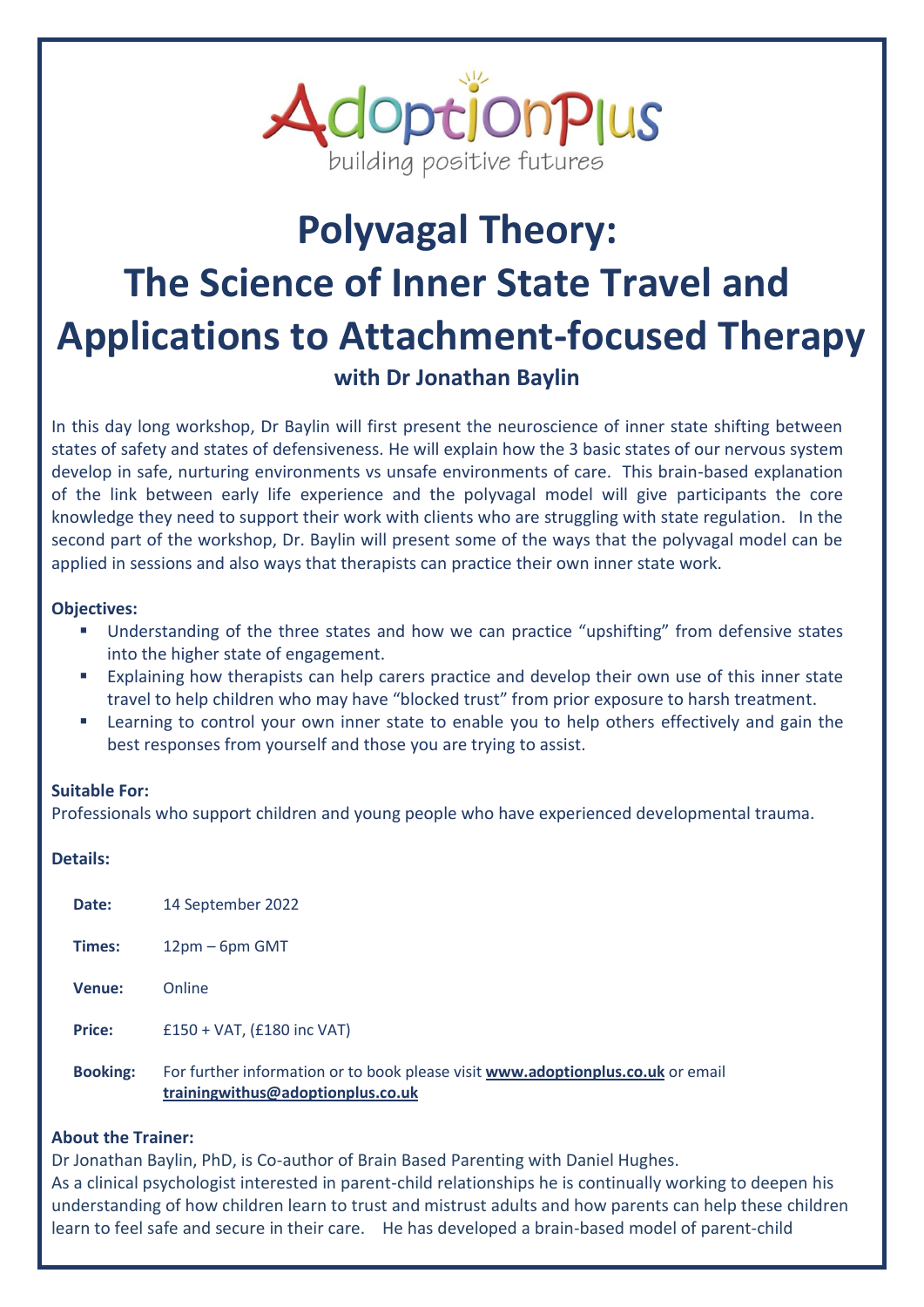AdoptionPlus

building positive futures

# Polyvagal Theory: The Science of Inner State Travel and Applications to Attachment-focused Therapy

### with Dr Jonathan Baylin

In this day long workshop, Dr Baylin will first present the neuroscience of inner state shifting between states of safety and states of defensiveness. He will explain how the 3 basic states of our nervous system develop in safe, nurturing environments vs unsafe environments of care. This brain-based explanation of the link between early life experience and the polyvagal model will give participants the core knowledge they need to support their work with clients who are struggling with state regulation. In the second part of the workshop, Dr. Baylin will present some of the ways that the polyvagal model can be applied in sessions and also ways that therapists can practice their own inner state work.

**Objectives:**

- Understanding of the three states and how we can practice "upshifting" from defensive states into the higher state of engagement.
- Explaining how therapists can help carers practice and develop their own use of this inner state travel to help children who may have "blocked trust" from prior exposure to harsh treatment.
- Learning to control your own inner state to enable you to help others effectively and gain the best responses from yourself and those you are trying to assist.

**Suitable For:**

Professionals who support children and young people who have experienced developmental trauma.

**Details:**

| | |
|---|---|
| **Date:** | 14 September 2022 |
| **Times:** | 12pm – 6pm GMT |
| **Venue:** | Online |
| **Price:** | £150 + VAT, (£180 inc VAT) |
| **Booking:** | For further information or to book please visit **www.adoptionplus.co.uk** or email **trainingwithus@adoptionplus.co.uk** |

**About the Trainer:**

Dr Jonathan Baylin, PhD, is Co-author of Brain Based Parenting with Daniel Hughes.
As a clinical psychologist interested in parent-child relationships he is continually working to deepen his understanding of how children learn to trust and mistrust adults and how parents can help these children learn to feel safe and secure in their care. He has developed a brain-based model of parent-child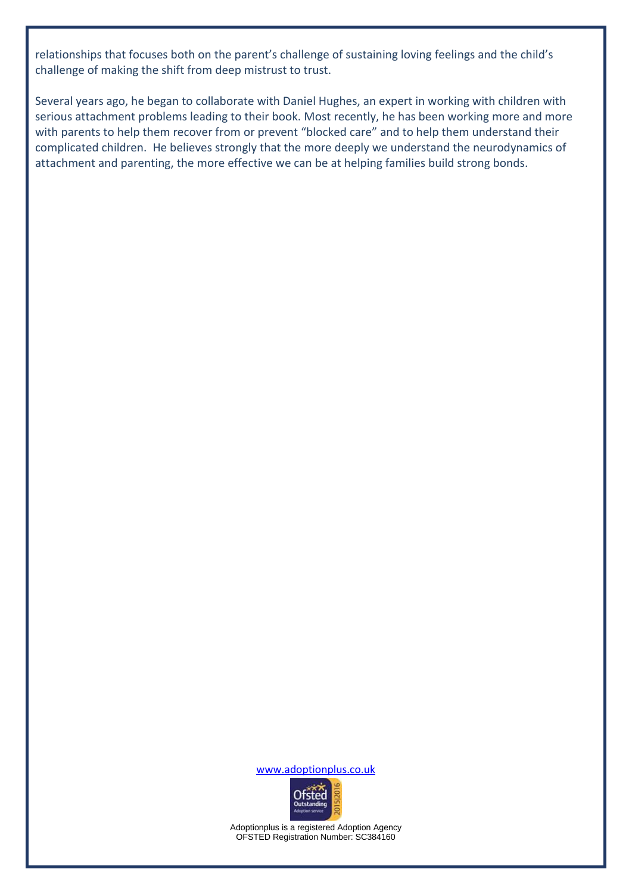relationships that focuses both on the parent's challenge of sustaining loving feelings and the child's challenge of making the shift from deep mistrust to trust.

Several years ago, he began to collaborate with Daniel Hughes, an expert in working with children with serious attachment problems leading to their book. Most recently, he has been working more and more with parents to help them recover from or prevent "blocked care" and to help them understand their complicated children. He believes strongly that the more deeply we understand the neurodynamics of attachment and parenting, the more effective we can be at helping families build strong bonds.

www.adoptionplus.co.uk

Adoptionplus is a registered Adoption Agency
OFSTED Registration Number: SC384160